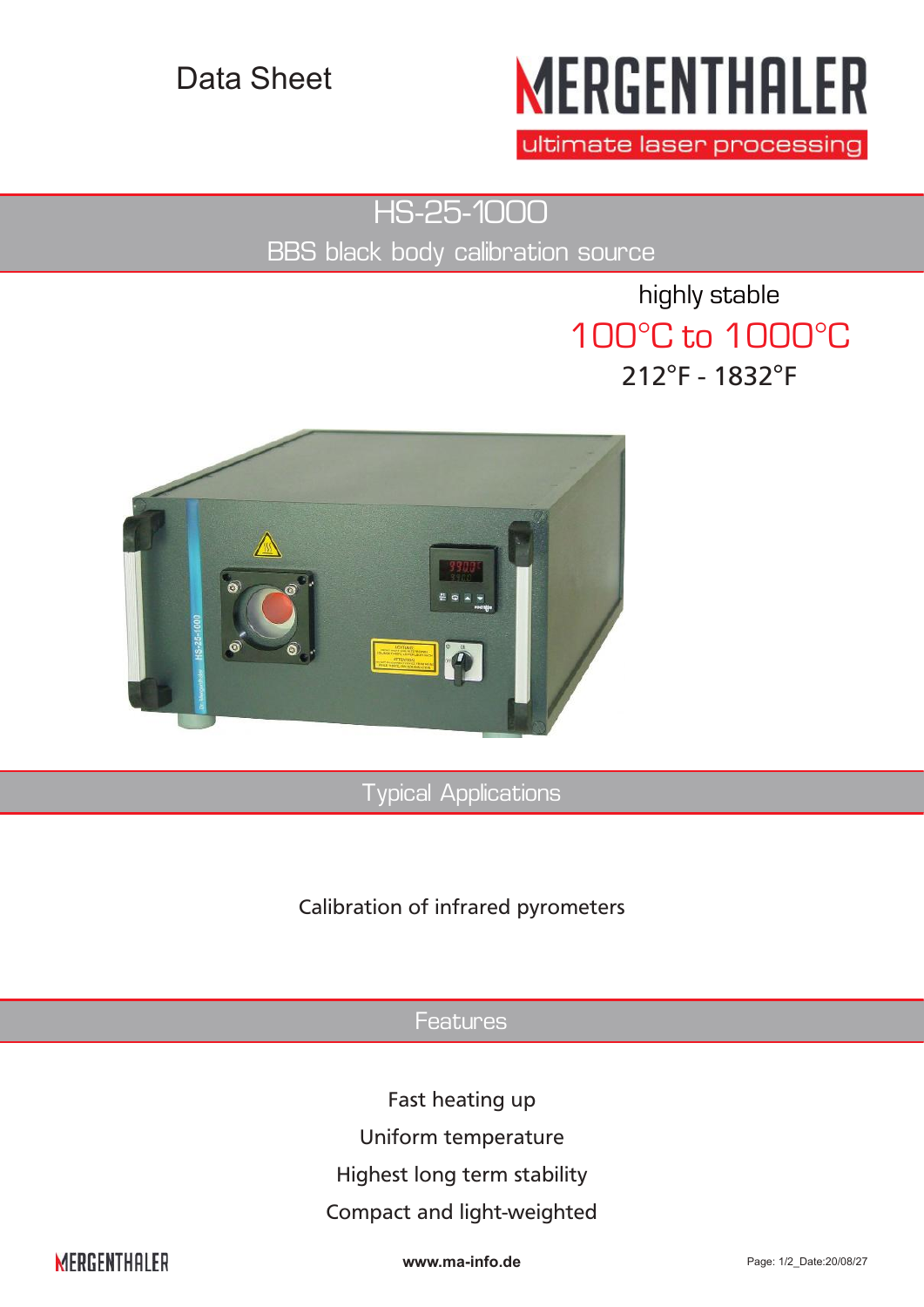Data Sheet

MERGENTHALER
ultimate laser processing

# HS-25-1000

## BBS black body calibration source

highly stable

100°C to 1000°C

212°F - 1832°F

## Typical Applications

Calibration of infrared pyrometers

## Features

Fast heating up

Uniform temperature

Highest long term stability

Compact and light-weighted

www.ma-info.de

Page: 1/2_Date:20/08/27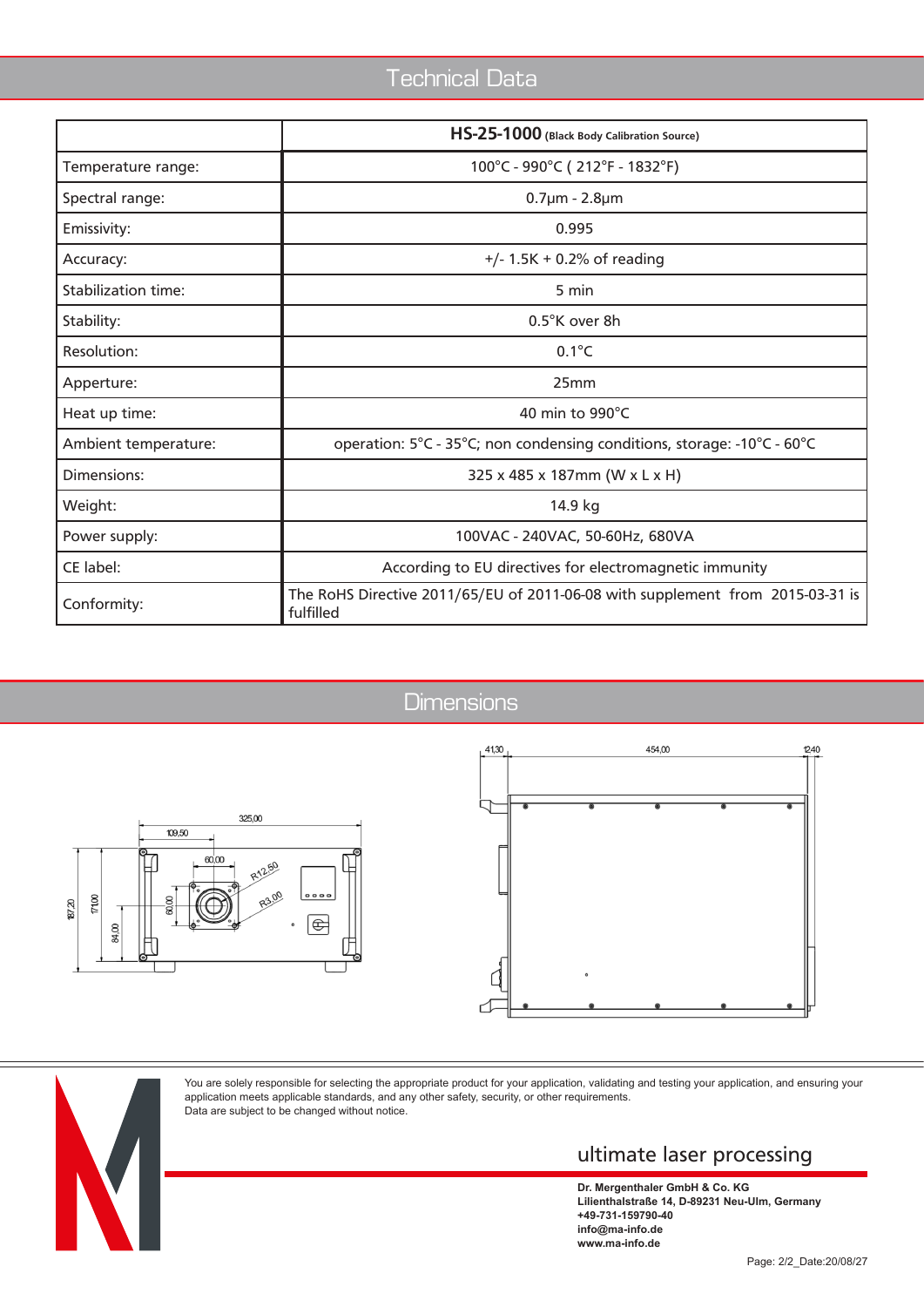## Technical Data

| | HS-25-1000 (Black Body Calibration Source) |
|---|---|
| Temperature range: | 100°C - 990°C ( 212°F - 1832°F) |
| Spectral range: | 0.7µm - 2.8µm |
| Emissivity: | 0.995 |
| Accuracy: | +/- 1.5K + 0.2% of reading |
| Stabilization time: | 5 min |
| Stability: | 0.5°K over 8h |
| Resolution: | 0.1°C |
| Apperture: | 25mm |
| Heat up time: | 40 min to 990°C |
| Ambient temperature: | operation: 5°C - 35°C; non condensing conditions, storage: -10°C - 60°C |
| Dimensions: | 325 x 485 x 187mm (W x L x H) |
| Weight: | 14.9 kg |
| Power supply: | 100VAC - 240VAC, 50-60Hz, 680VA |
| CE label: | According to EU directives for electromagnetic immunity |
| Conformity: | The RoHS Directive 2011/65/EU of 2011-06-08 with supplement from 2015-03-31 is fulfilled |

## Dimensions

325,00
109,50
60,00
R12,50
R3,00
187,20
171,00
84,00
60,00

41,30
454,00
12,40

You are solely responsible for selecting the appropriate product for your application, validating and testing your application, and ensuring your application meets applicable standards, and any other safety, security, or other requirements.
Data are subject to be changed without notice.

ultimate laser processing

**Dr. Mergenthaler GmbH & Co. KG**
**Lilienthalstraße 14, D-89231 Neu-Ulm, Germany**
**+49-731-159790-40**
**info@ma-info.de**
**www.ma-info.de**

Page: 2/2_Date:20/08/27